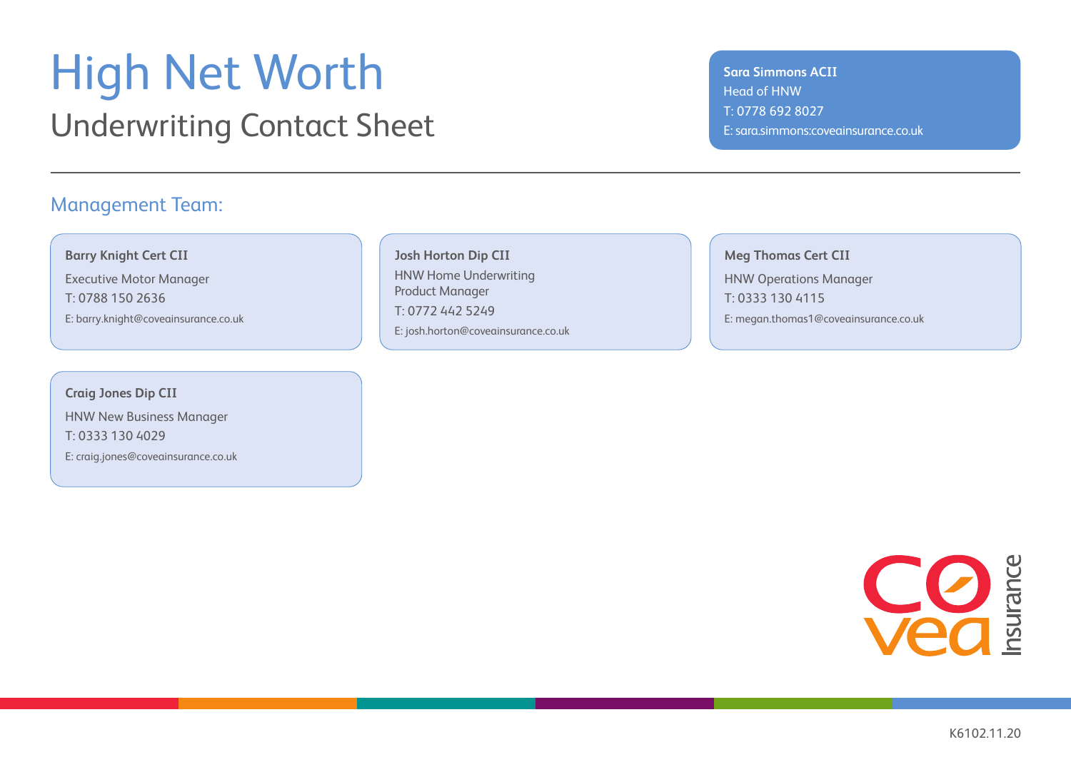# High Net Worth

## Underwriting Contact Sheet

**Sara Simmons ACII**
Head of HNW
T: 0778 692 8027
E: sara.simmons:coveainsurance.co.uk

### Management Team:

**Barry Knight Cert CII**
Executive Motor Manager
T: 0788 150 2636
E: barry.knight@coveainsurance.co.uk

**Josh Horton Dip CII**
HNW Home Underwriting Product Manager
T: 0772 442 5249
E: josh.horton@coveainsurance.co.uk

**Meg Thomas Cert CII**
HNW Operations Manager
T: 0333 130 4115
E: megan.thomas1@coveainsurance.co.uk

**Craig Jones Dip CII**
HNW New Business Manager
T: 0333 130 4029
E: craig.jones@coveainsurance.co.uk

K6102.11.20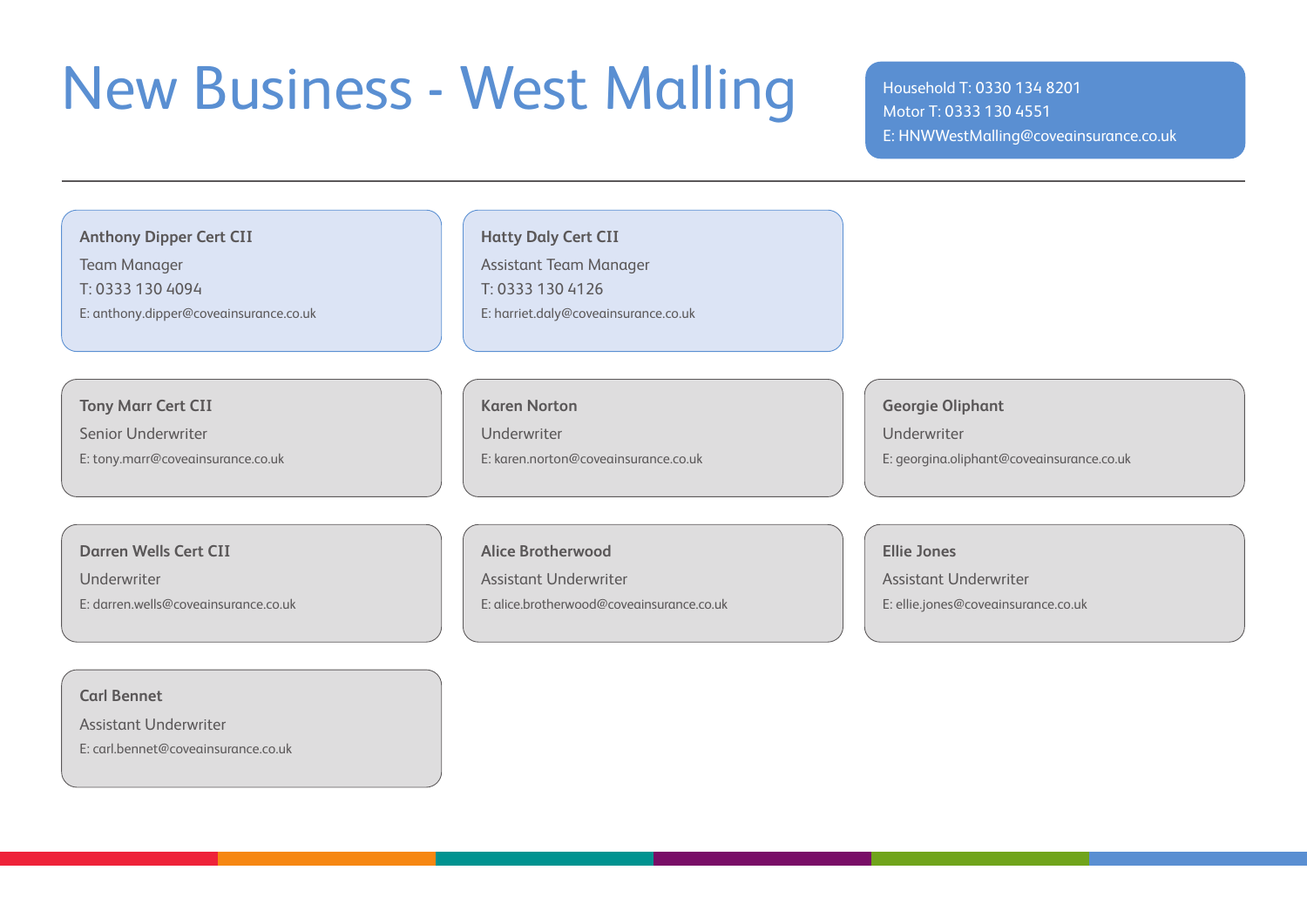# New Business - West Malling

Household T: 0330 134 8201
Motor T: 0333 130 4551
E: HNWWestMalling@coveainsurance.co.uk

---

**Anthony Dipper Cert CII**
Team Manager
T: 0333 130 4094
E: anthony.dipper@coveainsurance.co.uk

**Hatty Daly Cert CII**
Assistant Team Manager
T: 0333 130 4126
E: harriet.daly@coveainsurance.co.uk

**Tony Marr Cert CII**
Senior Underwriter
E: tony.marr@coveainsurance.co.uk

**Karen Norton**
Underwriter
E: karen.norton@coveainsurance.co.uk

**Georgie Oliphant**
Underwriter
E: georgina.oliphant@coveainsurance.co.uk

**Darren Wells Cert CII**
Underwriter
E: darren.wells@coveainsurance.co.uk

**Alice Brotherwood**
Assistant Underwriter
E: alice.brotherwood@coveainsurance.co.uk

**Ellie Jones**
Assistant Underwriter
E: ellie.jones@coveainsurance.co.uk

**Carl Bennet**
Assistant Underwriter
E: carl.bennet@coveainsurance.co.uk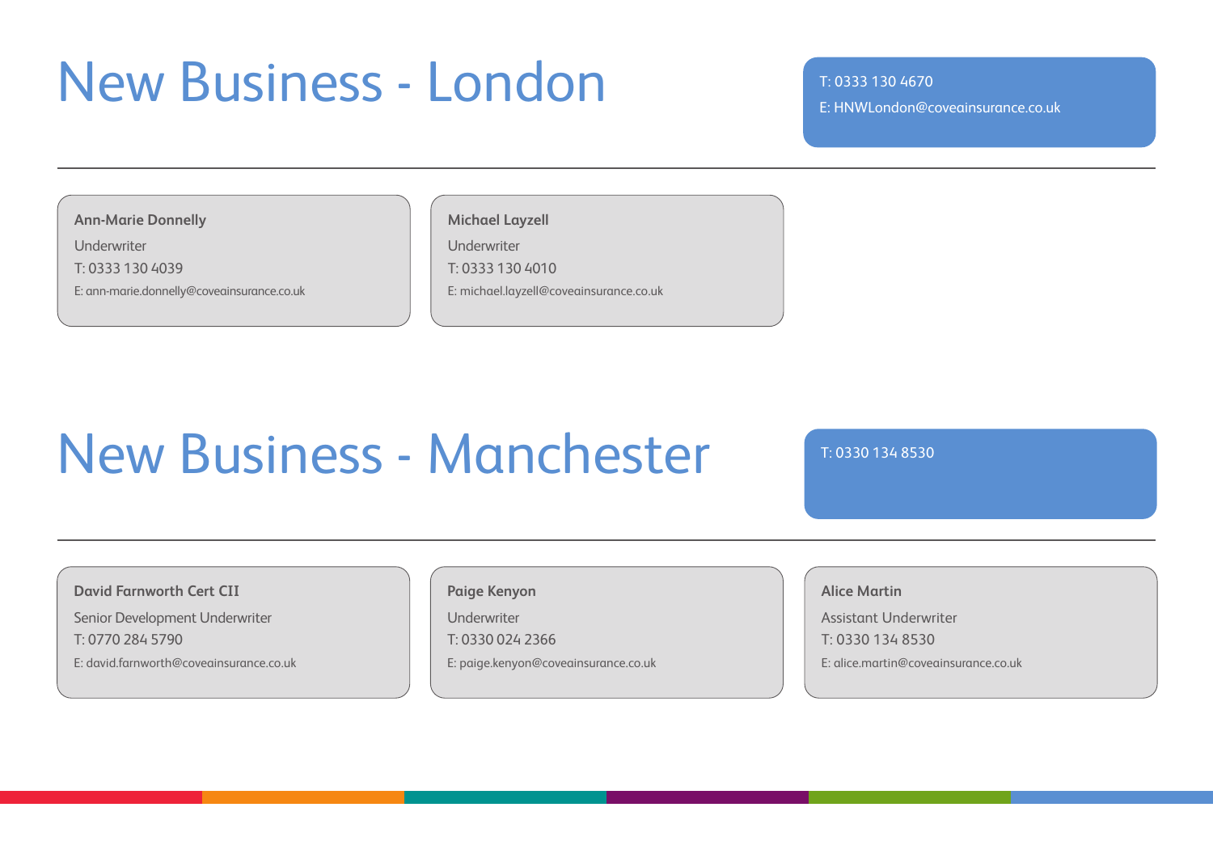# New Business - London

T: 0333 130 4670

E: HNWLondon@coveainsurance.co.uk

---

**Ann-Marie Donnelly**

Underwriter

T: 0333 130 4039

E: ann-marie.donnelly@coveainsurance.co.uk

**Michael Layzell**

Underwriter

T: 0333 130 4010

E: michael.layzell@coveainsurance.co.uk

# New Business - Manchester

T: 0330 134 8530

---

**David Farnworth Cert CII**

Senior Development Underwriter

T: 0770 284 5790

E: david.farnworth@coveainsurance.co.uk

**Paige Kenyon**

Underwriter

T: 0330 024 2366

E: paige.kenyon@coveainsurance.co.uk

**Alice Martin**

Assistant Underwriter

T: 0330 134 8530

E: alice.martin@coveainsurance.co.uk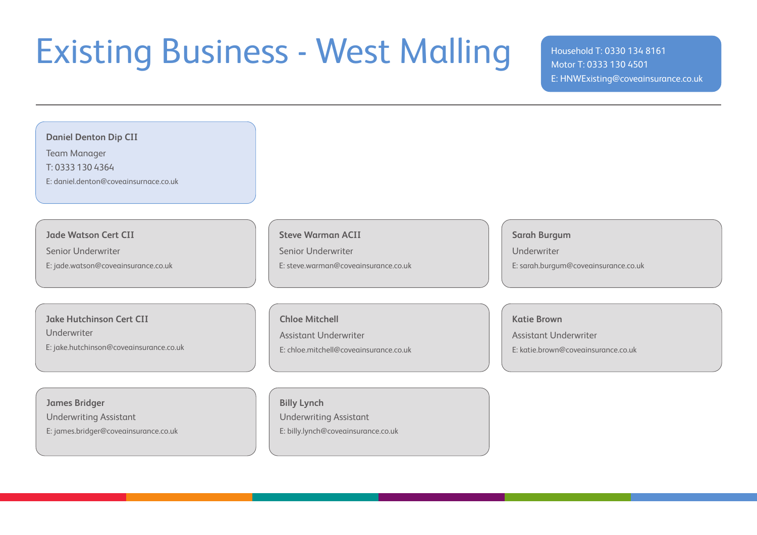# Existing Business - West Malling

Household T: 0330 134 8161
Motor T: 0333 130 4501
E: HNWExisting@coveainsurance.co.uk

---

**Daniel Denton Dip CII**
Team Manager
T: 0333 130 4364
E: daniel.denton@coveainsurnace.co.uk

**Jade Watson Cert CII**
Senior Underwriter
E: jade.watson@coveainsurance.co.uk

**Steve Warman ACII**
Senior Underwriter
E: steve.warman@coveainsurance.co.uk

**Sarah Burgum**
Underwriter
E: sarah.burgum@coveainsurance.co.uk

**Jake Hutchinson Cert CII**
Underwriter
E: jake.hutchinson@coveainsurance.co.uk

**Chloe Mitchell**
Assistant Underwriter
E: chloe.mitchell@coveainsurance.co.uk

**Katie Brown**
Assistant Underwriter
E: katie.brown@coveainsurance.co.uk

**James Bridger**
Underwriting Assistant
E: james.bridger@coveainsurance.co.uk

**Billy Lynch**
Underwriting Assistant
E: billy.lynch@coveainsurance.co.uk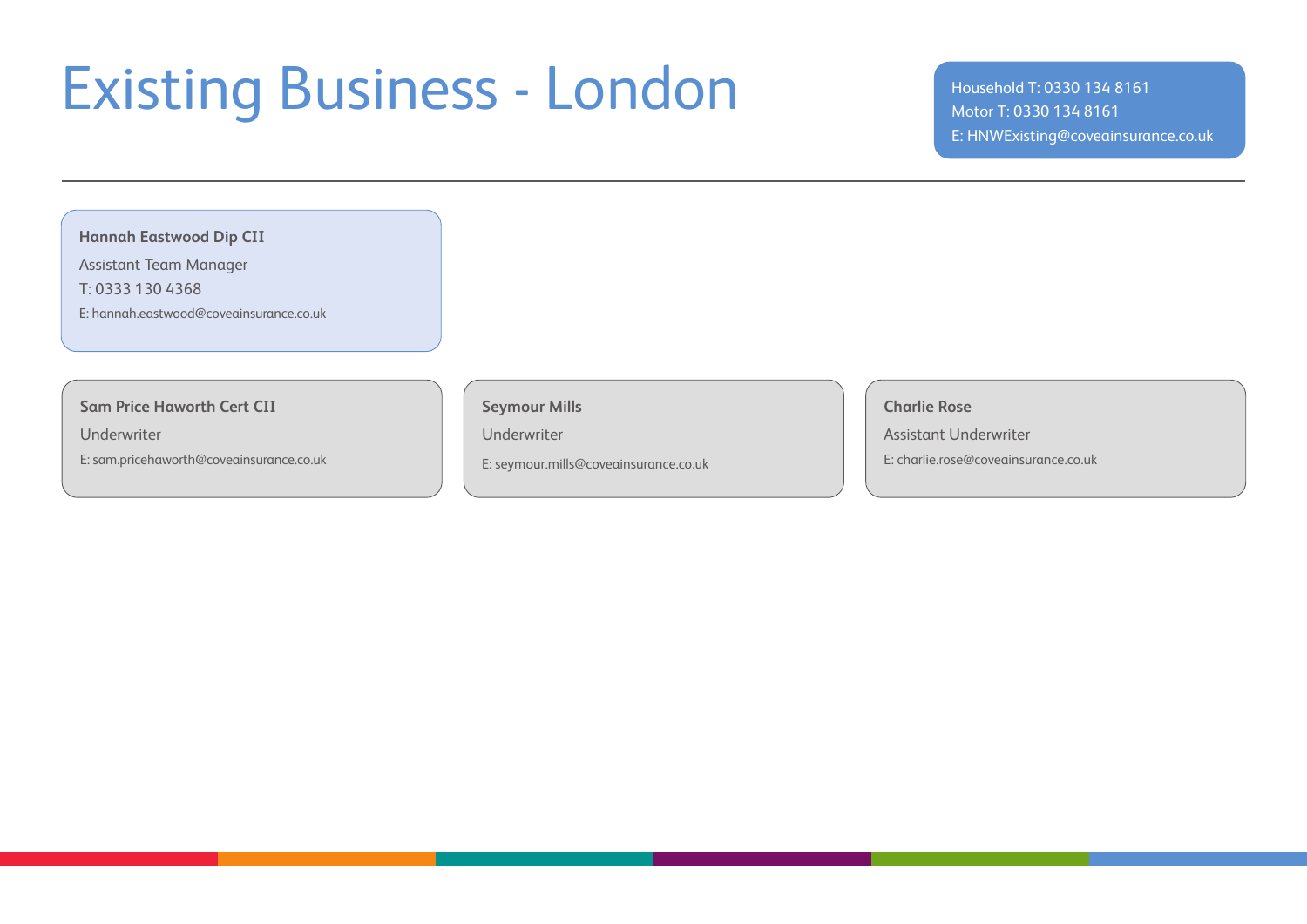# Existing Business - London

Household T: 0330 134 8161
Motor T: 0330 134 8161
E: HNWExisting@coveainsurance.co.uk

---

**Hannah Eastwood Dip CII**
Assistant Team Manager
T: 0333 130 4368
E: hannah.eastwood@coveainsurance.co.uk

**Sam Price Haworth Cert CII**
Underwriter
E: sam.pricehaworth@coveainsurance.co.uk

**Seymour Mills**
Underwriter
E: seymour.mills@coveainsurance.co.uk

**Charlie Rose**
Assistant Underwriter
E: charlie.rose@coveainsurance.co.uk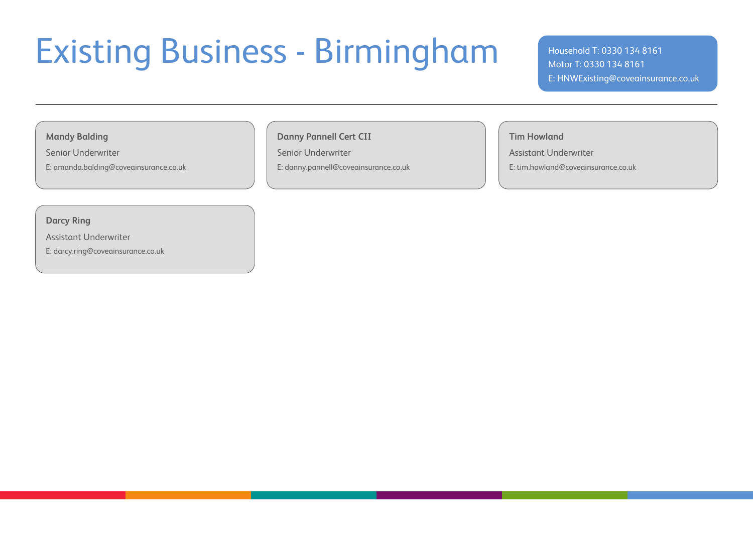# Existing Business - Birmingham

Household T: 0330 134 8161
Motor T: 0330 134 8161
E: HNWExisting@coveainsurance.co.uk

---

**Mandy Balding**
Senior Underwriter
E: amanda.balding@coveainsurance.co.uk

**Danny Pannell Cert CII**
Senior Underwriter
E: danny.pannell@coveainsurance.co.uk

**Tim Howland**
Assistant Underwriter
E: tim.howland@coveainsurance.co.uk

**Darcy Ring**
Assistant Underwriter
E: darcy.ring@coveainsurance.co.uk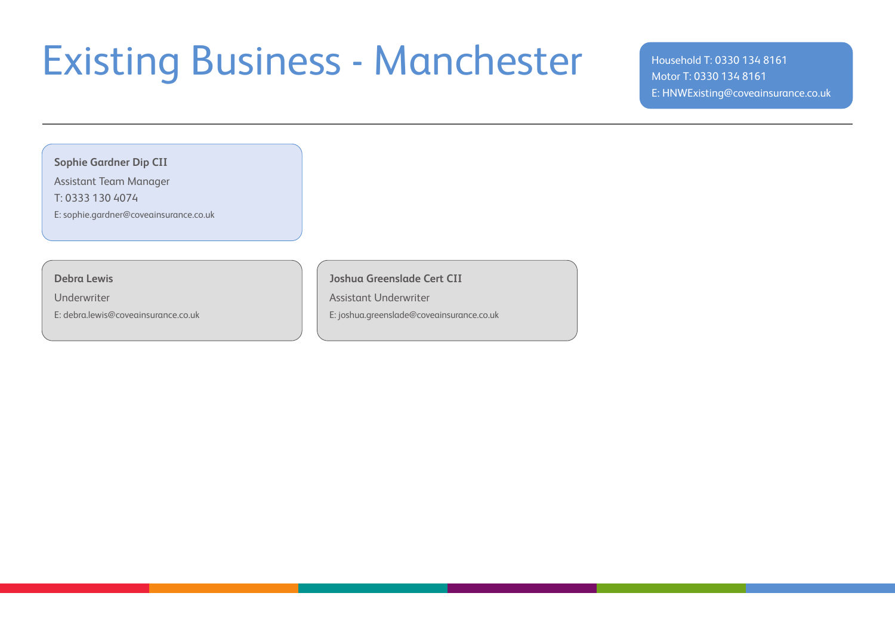# Existing Business - Manchester

Household T: 0330 134 8161
Motor T: 0330 134 8161
E: HNWExisting@coveainsurance.co.uk

**Sophie Gardner Dip CII**
Assistant Team Manager
T: 0333 130 4074
E: sophie.gardner@coveainsurance.co.uk

**Debra Lewis**
Underwriter
E: debra.lewis@coveainsurance.co.uk

**Joshua Greenslade Cert CII**
Assistant Underwriter
E: joshua.greenslade@coveainsurance.co.uk